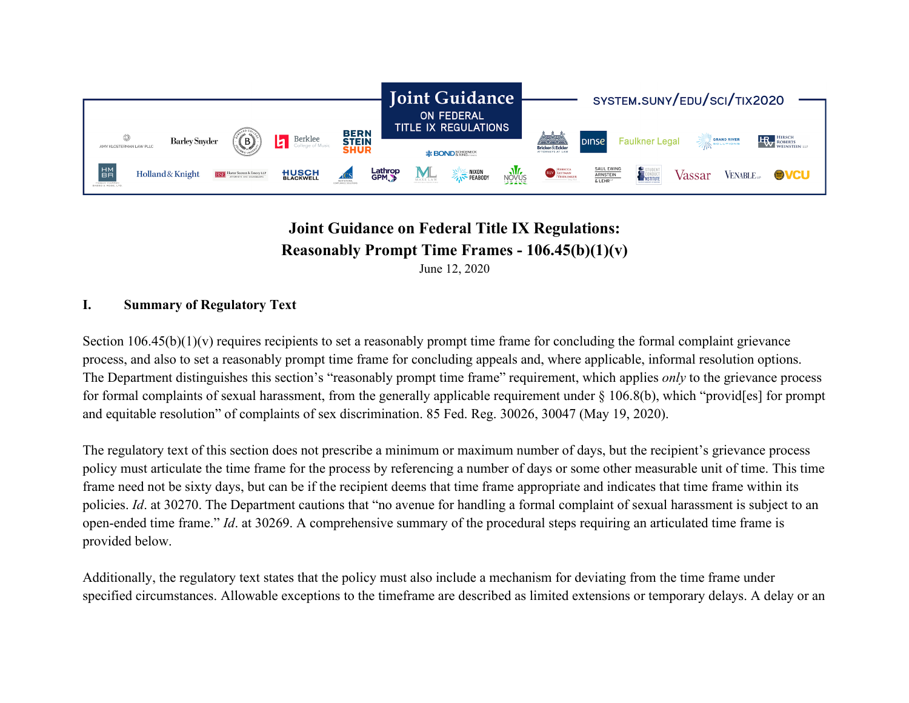# Joint Guidance on Federal Title IX Regulations: Reasonably Prompt Time Frames - 106.45(b)(1)(v)

June 12, 2020

## I. Summary of Regulatory Text

Section 106.45(b)(1)(v) requires recipients to set a reasonably prompt time frame for concluding the formal complaint grievance process, and also to set a reasonably prompt time frame for concluding appeals and, where applicable, informal resolution options. The Department distinguishes this section's "reasonably prompt time frame" requirement, which applies *only* to the grievance process for formal complaints of sexual harassment, from the generally applicable requirement under § 106.8(b), which "provid[es] for prompt and equitable resolution" of complaints of sex discrimination. 85 Fed. Reg. 30026, 30047 (May 19, 2020).

The regulatory text of this section does not prescribe a minimum or maximum number of days, but the recipient's grievance process policy must articulate the time frame for the process by referencing a number of days or some other measurable unit of time. This time frame need not be sixty days, but can be if the recipient deems that time frame appropriate and indicates that time frame within its policies. *Id*. at 30270. The Department cautions that "no avenue for handling a formal complaint of sexual harassment is subject to an open-ended time frame." *Id*. at 30269. A comprehensive summary of the procedural steps requiring an articulated time frame is provided below.

Additionally, the regulatory text states that the policy must also include a mechanism for deviating from the time frame under specified circumstances. Allowable exceptions to the timeframe are described as limited extensions or temporary delays. A delay or an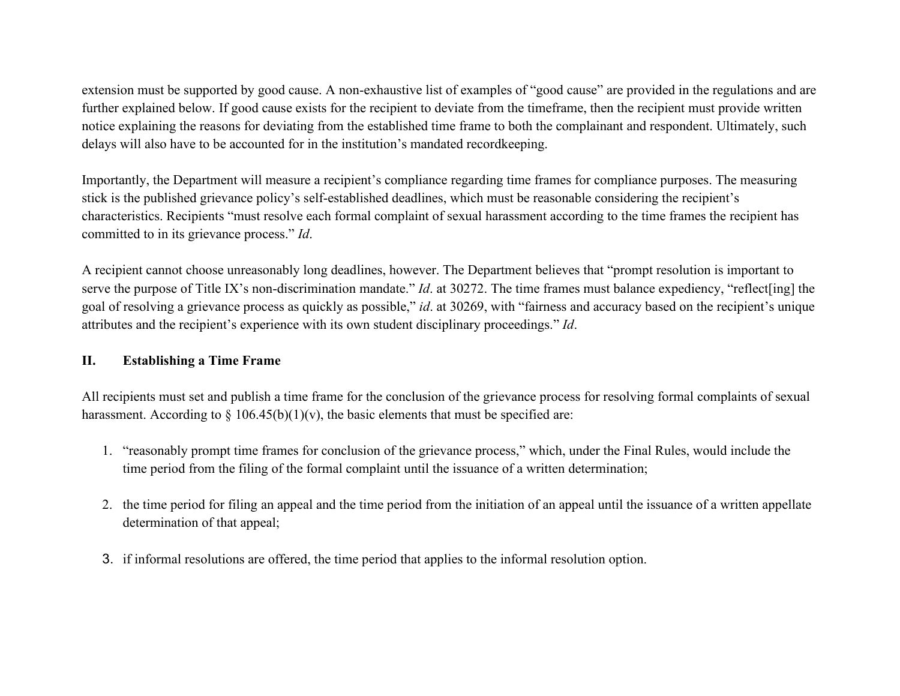extension must be supported by good cause. A non-exhaustive list of examples of "good cause" are provided in the regulations and are further explained below. If good cause exists for the recipient to deviate from the timeframe, then the recipient must provide written notice explaining the reasons for deviating from the established time frame to both the complainant and respondent. Ultimately, such delays will also have to be accounted for in the institution's mandated recordkeeping.

Importantly, the Department will measure a recipient's compliance regarding time frames for compliance purposes. The measuring stick is the published grievance policy's self-established deadlines, which must be reasonable considering the recipient's characteristics. Recipients "must resolve each formal complaint of sexual harassment according to the time frames the recipient has committed to in its grievance process." *Id*.

A recipient cannot choose unreasonably long deadlines, however. The Department believes that "prompt resolution is important to serve the purpose of Title IX's non-discrimination mandate." *Id*. at 30272. The time frames must balance expediency, "reflect[ing] the goal of resolving a grievance process as quickly as possible," *id*. at 30269, with "fairness and accuracy based on the recipient's unique attributes and the recipient's experience with its own student disciplinary proceedings." *Id*.

## II. Establishing a Time Frame

All recipients must set and publish a time frame for the conclusion of the grievance process for resolving formal complaints of sexual harassment. According to § 106.45(b)(1)(v), the basic elements that must be specified are:

1. "reasonably prompt time frames for conclusion of the grievance process," which, under the Final Rules, would include the time period from the filing of the formal complaint until the issuance of a written determination;

2. the time period for filing an appeal and the time period from the initiation of an appeal until the issuance of a written appellate determination of that appeal;

3. if informal resolutions are offered, the time period that applies to the informal resolution option.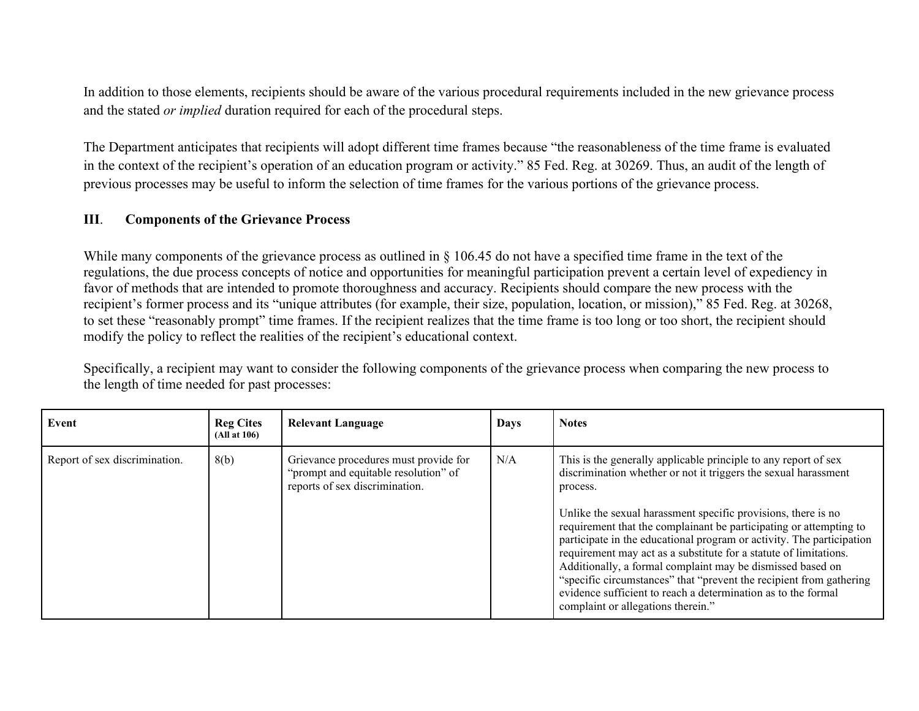In addition to those elements, recipients should be aware of the various procedural requirements included in the new grievance process and the stated *or implied* duration required for each of the procedural steps.

The Department anticipates that recipients will adopt different time frames because "the reasonableness of the time frame is evaluated in the context of the recipient's operation of an education program or activity." 85 Fed. Reg. at 30269. Thus, an audit of the length of previous processes may be useful to inform the selection of time frames for the various portions of the grievance process.

## III. Components of the Grievance Process

While many components of the grievance process as outlined in § 106.45 do not have a specified time frame in the text of the regulations, the due process concepts of notice and opportunities for meaningful participation prevent a certain level of expediency in favor of methods that are intended to promote thoroughness and accuracy. Recipients should compare the new process with the recipient's former process and its "unique attributes (for example, their size, population, location, or mission)," 85 Fed. Reg. at 30268, to set these "reasonably prompt" time frames. If the recipient realizes that the time frame is too long or too short, the recipient should modify the policy to reflect the realities of the recipient's educational context.

Specifically, a recipient may want to consider the following components of the grievance process when comparing the new process to the length of time needed for past processes:

| Event | Reg Cites (All at 106) | Relevant Language | Days | Notes |
|---|---|---|---|---|
| Report of sex discrimination. | 8(b) | Grievance procedures must provide for "prompt and equitable resolution" of reports of sex discrimination. | N/A | This is the generally applicable principle to any report of sex discrimination whether or not it triggers the sexual harassment process.<br><br>Unlike the sexual harassment specific provisions, there is no requirement that the complainant be participating or attempting to participate in the educational program or activity. The participation requirement may act as a substitute for a statute of limitations. Additionally, a formal complaint may be dismissed based on "specific circumstances" that "prevent the recipient from gathering evidence sufficient to reach a determination as to the formal complaint or allegations therein." |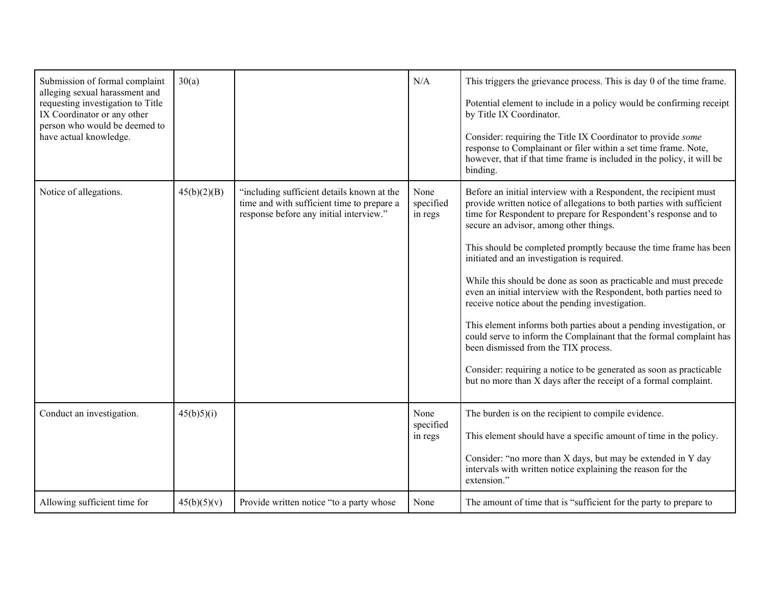| | | | | |
|---|---|---|---|---|
| Submission of formal complaint alleging sexual harassment and requesting investigation to Title IX Coordinator or any other person who would be deemed to have actual knowledge. | 30(a) | | N/A | This triggers the grievance process. This is day 0 of the time frame.<br><br>Potential element to include in a policy would be confirming receipt by Title IX Coordinator.<br><br>Consider: requiring the Title IX Coordinator to provide *some* response to Complainant or filer within a set time frame. Note, however, that if that time frame is included in the policy, it will be binding. |
| Notice of allegations. | 45(b)(2)(B) | "including sufficient details known at the time and with sufficient time to prepare a response before any initial interview." | None specified in regs | Before an initial interview with a Respondent, the recipient must provide written notice of allegations to both parties with sufficient time for Respondent to prepare for Respondent's response and to secure an advisor, among other things.<br><br>This should be completed promptly because the time frame has been initiated and an investigation is required.<br><br>While this should be done as soon as practicable and must precede even an initial interview with the Respondent, both parties need to receive notice about the pending investigation.<br><br>This element informs both parties about a pending investigation, or could serve to inform the Complainant that the formal complaint has been dismissed from the TIX process.<br><br>Consider: requiring a notice to be generated as soon as practicable but no more than X days after the receipt of a formal complaint. |
| Conduct an investigation. | 45(b)5)(i) | | None specified in regs | The burden is on the recipient to compile evidence.<br><br>This element should have a specific amount of time in the policy.<br><br>Consider: "no more than X days, but may be extended in Y day intervals with written notice explaining the reason for the extension." |
| Allowing sufficient time for | 45(b)(5)(v) | Provide written notice "to a party whose | None | The amount of time that is "sufficient for the party to prepare to |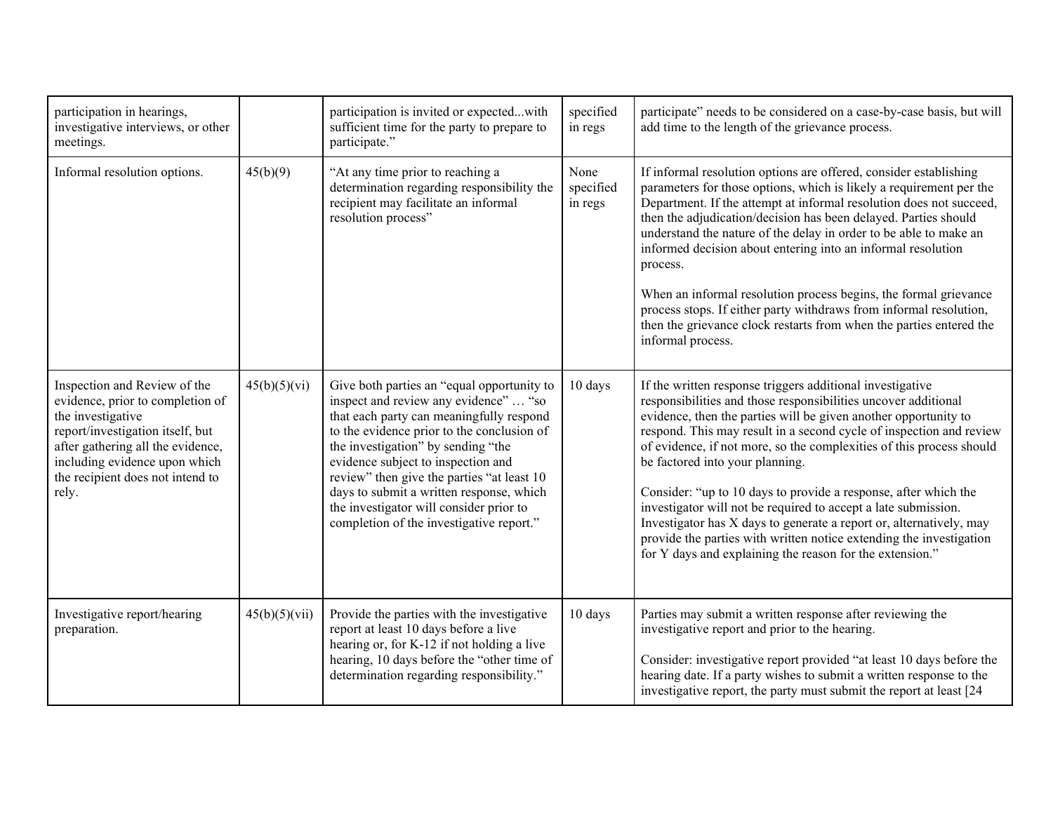| participation in hearings, investigative interviews, or other meetings. | | participation is invited or expected...with sufficient time for the party to prepare to participate." | specified in regs | participate" needs to be considered on a case-by-case basis, but will add time to the length of the grievance process. |
|---|---|---|---|---|
| Informal resolution options. | 45(b)(9) | "At any time prior to reaching a determination regarding responsibility the recipient may facilitate an informal resolution process" | None specified in regs | If informal resolution options are offered, consider establishing parameters for those options, which is likely a requirement per the Department. If the attempt at informal resolution does not succeed, then the adjudication/decision has been delayed. Parties should understand the nature of the delay in order to be able to make an informed decision about entering into an informal resolution process.<br><br>When an informal resolution process begins, the formal grievance process stops. If either party withdraws from informal resolution, then the grievance clock restarts from when the parties entered the informal process. |
| Inspection and Review of the evidence, prior to completion of the investigative report/investigation itself, but after gathering all the evidence, including evidence upon which the recipient does not intend to rely. | 45(b)(5)(vi) | Give both parties an "equal opportunity to inspect and review any evidence" … "so that each party can meaningfully respond to the evidence prior to the conclusion of the investigation" by sending "the evidence subject to inspection and review" then give the parties "at least 10 days to submit a written response, which the investigator will consider prior to completion of the investigative report." | 10 days | If the written response triggers additional investigative responsibilities and those responsibilities uncover additional evidence, then the parties will be given another opportunity to respond. This may result in a second cycle of inspection and review of evidence, if not more, so the complexities of this process should be factored into your planning.<br><br>Consider: "up to 10 days to provide a response, after which the investigator will not be required to accept a late submission. Investigator has X days to generate a report or, alternatively, may provide the parties with written notice extending the investigation for Y days and explaining the reason for the extension." |
| Investigative report/hearing preparation. | 45(b)(5)(vii) | Provide the parties with the investigative report at least 10 days before a live hearing or, for K-12 if not holding a live hearing, 10 days before the "other time of determination regarding responsibility." | 10 days | Parties may submit a written response after reviewing the investigative report and prior to the hearing.<br><br>Consider: investigative report provided "at least 10 days before the hearing date. If a party wishes to submit a written response to the investigative report, the party must submit the report at least [24 |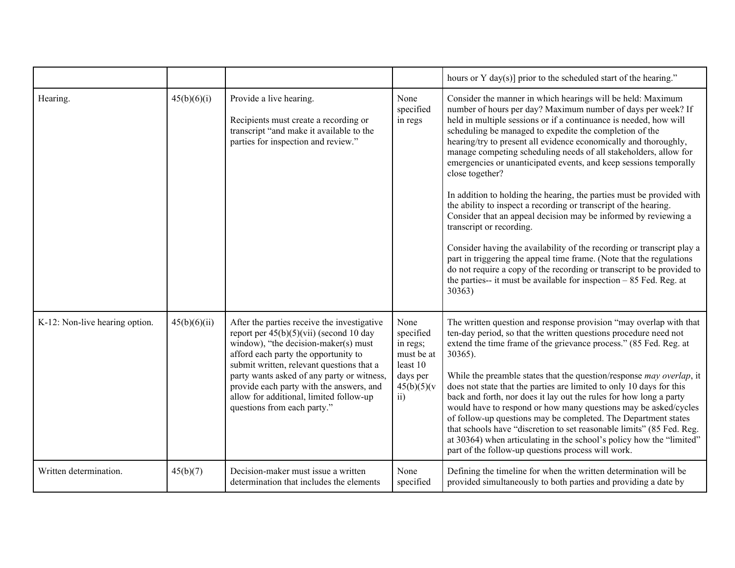| | | | | |
|---|---|---|---|---|
| | | | | hours or Y day(s)] prior to the scheduled start of the hearing." |
| Hearing. | 45(b)(6)(i) | Provide a live hearing.<br><br>Recipients must create a recording or transcript "and make it available to the parties for inspection and review." | None specified in regs | Consider the manner in which hearings will be held: Maximum number of hours per day? Maximum number of days per week? If held in multiple sessions or if a continuance is needed, how will scheduling be managed to expedite the completion of the hearing/try to present all evidence economically and thoroughly, manage competing scheduling needs of all stakeholders, allow for emergencies or unanticipated events, and keep sessions temporally close together?<br><br>In addition to holding the hearing, the parties must be provided with the ability to inspect a recording or transcript of the hearing. Consider that an appeal decision may be informed by reviewing a transcript or recording.<br><br>Consider having the availability of the recording or transcript play a part in triggering the appeal time frame. (Note that the regulations do not require a copy of the recording or transcript to be provided to the parties-- it must be available for inspection – 85 Fed. Reg. at 30363) |
| K-12: Non-live hearing option. | 45(b)(6)(ii) | After the parties receive the investigative report per 45(b)(5)(vii) (second 10 day window), "the decision-maker(s) must afford each party the opportunity to submit written, relevant questions that a party wants asked of any party or witness, provide each party with the answers, and allow for additional, limited follow-up questions from each party." | None specified in regs; must be at least 10 days per 45(b)(5)(vii) | The written question and response provision "may overlap with that ten-day period, so that the written questions procedure need not extend the time frame of the grievance process." (85 Fed. Reg. at 30365).<br><br>While the preamble states that the question/response *may overlap*, it does not state that the parties are limited to only 10 days for this back and forth, nor does it lay out the rules for how long a party would have to respond or how many questions may be asked/cycles of follow-up questions may be completed. The Department states that schools have "discretion to set reasonable limits" (85 Fed. Reg. at 30364) when articulating in the school's policy how the "limited" part of the follow-up questions process will work. |
| Written determination. | 45(b)(7) | Decision-maker must issue a written determination that includes the elements | None specified | Defining the timeline for when the written determination will be provided simultaneously to both parties and providing a date by |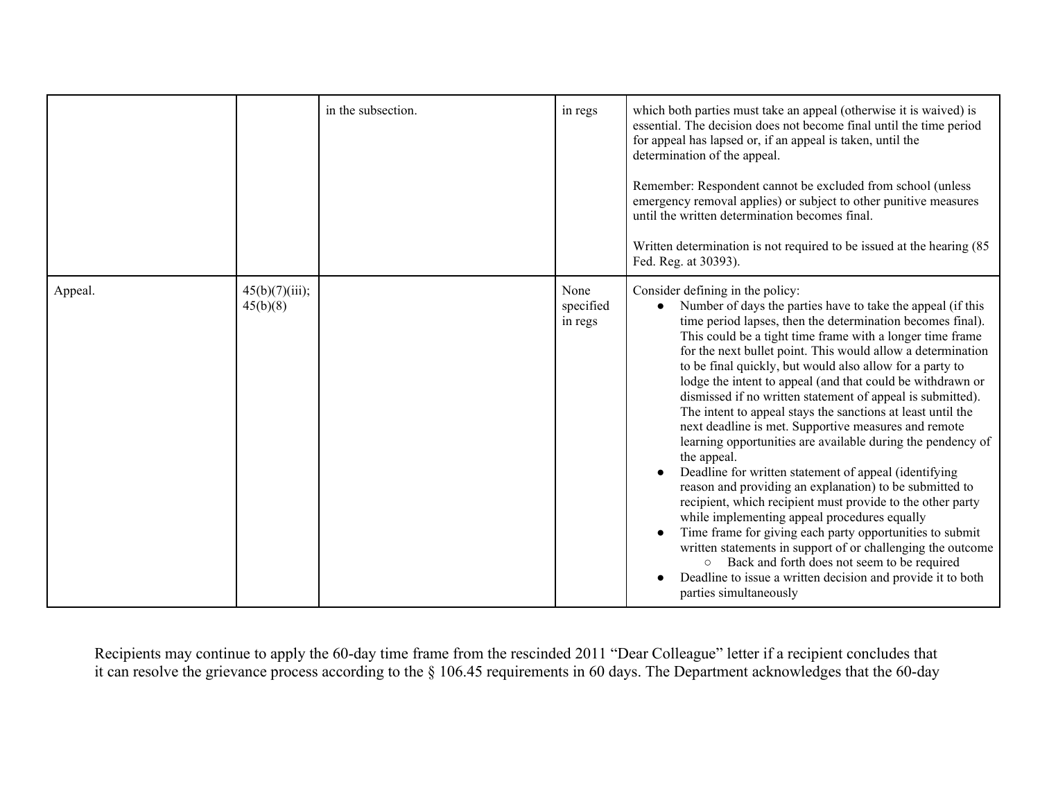| | | | | |
|---|---|---|---|---|
| | | in the subsection. | in regs | which both parties must take an appeal (otherwise it is waived) is essential. The decision does not become final until the time period for appeal has lapsed or, if an appeal is taken, until the determination of the appeal.<br><br>Remember: Respondent cannot be excluded from school (unless emergency removal applies) or subject to other punitive measures until the written determination becomes final.<br><br>Written determination is not required to be issued at the hearing (85 Fed. Reg. at 30393). |
| Appeal. | 45(b)(7)(iii); 45(b)(8) | | None specified in regs | Consider defining in the policy:<br>● Number of days the parties have to take the appeal (if this time period lapses, then the determination becomes final). This could be a tight time frame with a longer time frame for the next bullet point. This would allow a determination to be final quickly, but would also allow for a party to lodge the intent to appeal (and that could be withdrawn or dismissed if no written statement of appeal is submitted). The intent to appeal stays the sanctions at least until the next deadline is met. Supportive measures and remote learning opportunities are available during the pendency of the appeal.<br>● Deadline for written statement of appeal (identifying reason and providing an explanation) to be submitted to recipient, which recipient must provide to the other party while implementing appeal procedures equally<br>● Time frame for giving each party opportunities to submit written statements in support of or challenging the outcome<br>○ Back and forth does not seem to be required<br>● Deadline to issue a written decision and provide it to both parties simultaneously |

Recipients may continue to apply the 60-day time frame from the rescinded 2011 "Dear Colleague" letter if a recipient concludes that it can resolve the grievance process according to the § 106.45 requirements in 60 days. The Department acknowledges that the 60-day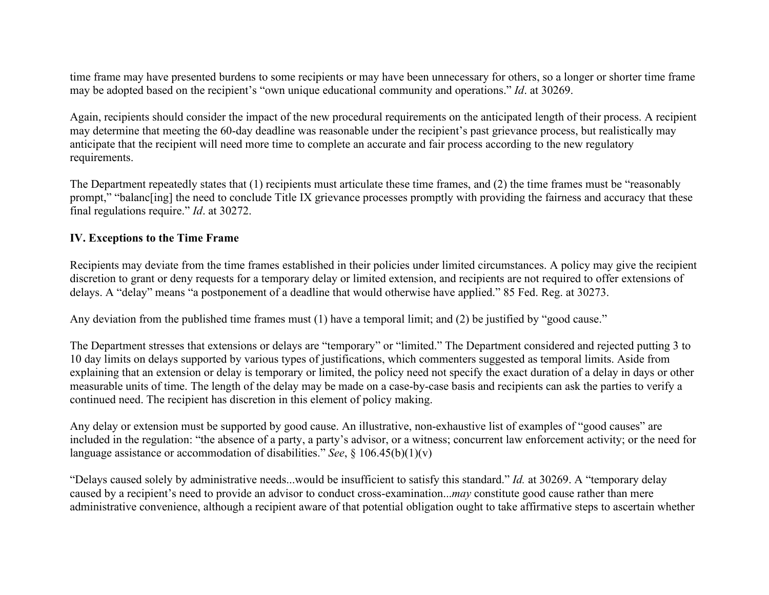time frame may have presented burdens to some recipients or may have been unnecessary for others, so a longer or shorter time frame may be adopted based on the recipient's "own unique educational community and operations." *Id*. at 30269.

Again, recipients should consider the impact of the new procedural requirements on the anticipated length of their process. A recipient may determine that meeting the 60-day deadline was reasonable under the recipient's past grievance process, but realistically may anticipate that the recipient will need more time to complete an accurate and fair process according to the new regulatory requirements.

The Department repeatedly states that (1) recipients must articulate these time frames, and (2) the time frames must be "reasonably prompt," "balanc[ing] the need to conclude Title IX grievance processes promptly with providing the fairness and accuracy that these final regulations require." *Id*. at 30272.

## IV. Exceptions to the Time Frame

Recipients may deviate from the time frames established in their policies under limited circumstances. A policy may give the recipient discretion to grant or deny requests for a temporary delay or limited extension, and recipients are not required to offer extensions of delays. A "delay" means "a postponement of a deadline that would otherwise have applied." 85 Fed. Reg. at 30273.

Any deviation from the published time frames must (1) have a temporal limit; and (2) be justified by "good cause."

The Department stresses that extensions or delays are "temporary" or "limited." The Department considered and rejected putting 3 to 10 day limits on delays supported by various types of justifications, which commenters suggested as temporal limits. Aside from explaining that an extension or delay is temporary or limited, the policy need not specify the exact duration of a delay in days or other measurable units of time. The length of the delay may be made on a case-by-case basis and recipients can ask the parties to verify a continued need. The recipient has discretion in this element of policy making.

Any delay or extension must be supported by good cause. An illustrative, non-exhaustive list of examples of "good causes" are included in the regulation: "the absence of a party, a party's advisor, or a witness; concurrent law enforcement activity; or the need for language assistance or accommodation of disabilities." *See*, § 106.45(b)(1)(v)

"Delays caused solely by administrative needs...would be insufficient to satisfy this standard." *Id.* at 30269. A "temporary delay caused by a recipient's need to provide an advisor to conduct cross-examination...*may* constitute good cause rather than mere administrative convenience, although a recipient aware of that potential obligation ought to take affirmative steps to ascertain whether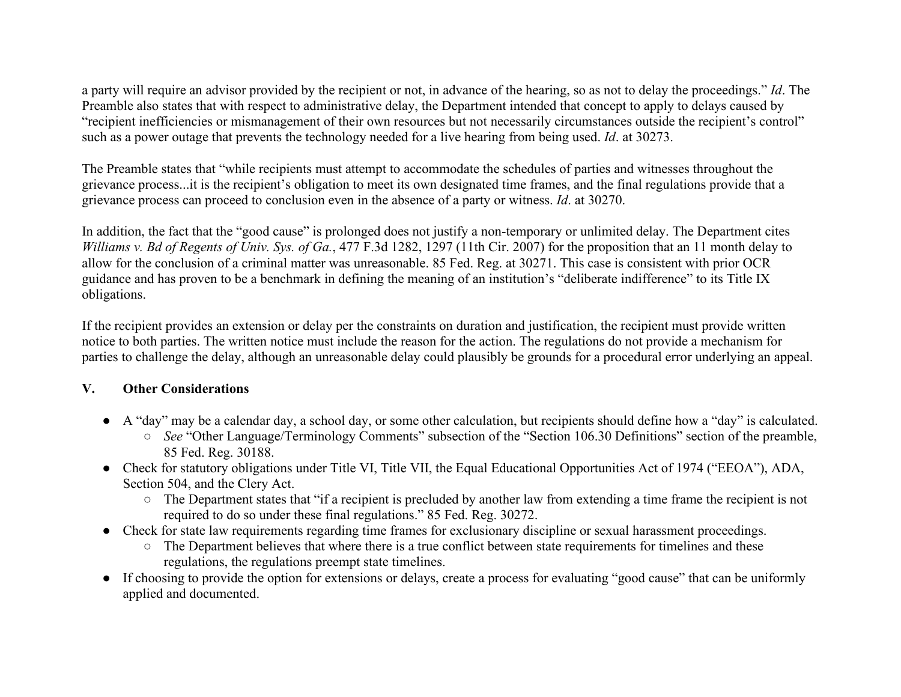a party will require an advisor provided by the recipient or not, in advance of the hearing, so as not to delay the proceedings." *Id*. The Preamble also states that with respect to administrative delay, the Department intended that concept to apply to delays caused by "recipient inefficiencies or mismanagement of their own resources but not necessarily circumstances outside the recipient's control" such as a power outage that prevents the technology needed for a live hearing from being used. *Id*. at 30273.

The Preamble states that "while recipients must attempt to accommodate the schedules of parties and witnesses throughout the grievance process...it is the recipient's obligation to meet its own designated time frames, and the final regulations provide that a grievance process can proceed to conclusion even in the absence of a party or witness. *Id*. at 30270.

In addition, the fact that the "good cause" is prolonged does not justify a non-temporary or unlimited delay. The Department cites *Williams v. Bd of Regents of Univ. Sys. of Ga.*, 477 F.3d 1282, 1297 (11th Cir. 2007) for the proposition that an 11 month delay to allow for the conclusion of a criminal matter was unreasonable. 85 Fed. Reg. at 30271. This case is consistent with prior OCR guidance and has proven to be a benchmark in defining the meaning of an institution's "deliberate indifference" to its Title IX obligations.

If the recipient provides an extension or delay per the constraints on duration and justification, the recipient must provide written notice to both parties. The written notice must include the reason for the action. The regulations do not provide a mechanism for parties to challenge the delay, although an unreasonable delay could plausibly be grounds for a procedural error underlying an appeal.

## V. Other Considerations

- A "day" may be a calendar day, a school day, or some other calculation, but recipients should define how a "day" is calculated.
  - *See* "Other Language/Terminology Comments" subsection of the "Section 106.30 Definitions" section of the preamble, 85 Fed. Reg. 30188.
- Check for statutory obligations under Title VI, Title VII, the Equal Educational Opportunities Act of 1974 ("EEOA"), ADA, Section 504, and the Clery Act.
  - The Department states that "if a recipient is precluded by another law from extending a time frame the recipient is not required to do so under these final regulations." 85 Fed. Reg. 30272.
- Check for state law requirements regarding time frames for exclusionary discipline or sexual harassment proceedings.
  - The Department believes that where there is a true conflict between state requirements for timelines and these regulations, the regulations preempt state timelines.
- If choosing to provide the option for extensions or delays, create a process for evaluating "good cause" that can be uniformly applied and documented.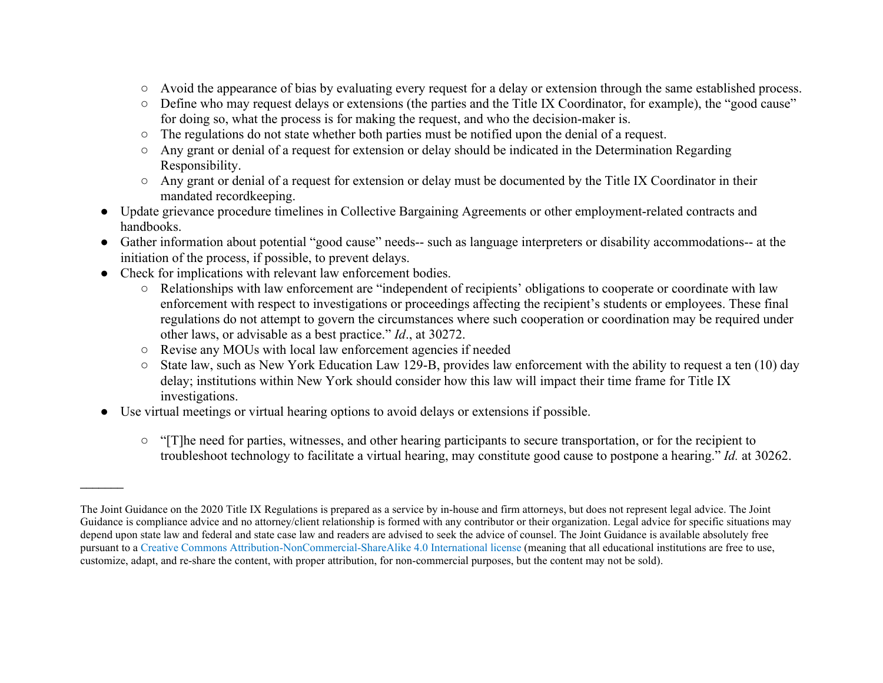- Avoid the appearance of bias by evaluating every request for a delay or extension through the same established process.
    - Define who may request delays or extensions (the parties and the Title IX Coordinator, for example), the "good cause" for doing so, what the process is for making the request, and who the decision-maker is.
    - The regulations do not state whether both parties must be notified upon the denial of a request.
    - Any grant or denial of a request for extension or delay should be indicated in the Determination Regarding Responsibility.
    - Any grant or denial of a request for extension or delay must be documented by the Title IX Coordinator in their mandated recordkeeping.
- Update grievance procedure timelines in Collective Bargaining Agreements or other employment-related contracts and handbooks.
- Gather information about potential "good cause" needs-- such as language interpreters or disability accommodations-- at the initiation of the process, if possible, to prevent delays.
- Check for implications with relevant law enforcement bodies.
    - Relationships with law enforcement are "independent of recipients' obligations to cooperate or coordinate with law enforcement with respect to investigations or proceedings affecting the recipient's students or employees. These final regulations do not attempt to govern the circumstances where such cooperation or coordination may be required under other laws, or advisable as a best practice." *Id*., at 30272.
    - Revise any MOUs with local law enforcement agencies if needed
    - State law, such as New York Education Law 129-B, provides law enforcement with the ability to request a ten (10) day delay; institutions within New York should consider how this law will impact their time frame for Title IX investigations.
- Use virtual meetings or virtual hearing options to avoid delays or extensions if possible.
    - "[T]he need for parties, witnesses, and other hearing participants to secure transportation, or for the recipient to troubleshoot technology to facilitate a virtual hearing, may constitute good cause to postpone a hearing." *Id.* at 30262.

______

The Joint Guidance on the 2020 Title IX Regulations is prepared as a service by in-house and firm attorneys, but does not represent legal advice. The Joint Guidance is compliance advice and no attorney/client relationship is formed with any contributor or their organization. Legal advice for specific situations may depend upon state law and federal and state case law and readers are advised to seek the advice of counsel. The Joint Guidance is available absolutely free pursuant to a Creative Commons Attribution-NonCommercial-ShareAlike 4.0 International license (meaning that all educational institutions are free to use, customize, adapt, and re-share the content, with proper attribution, for non-commercial purposes, but the content may not be sold).